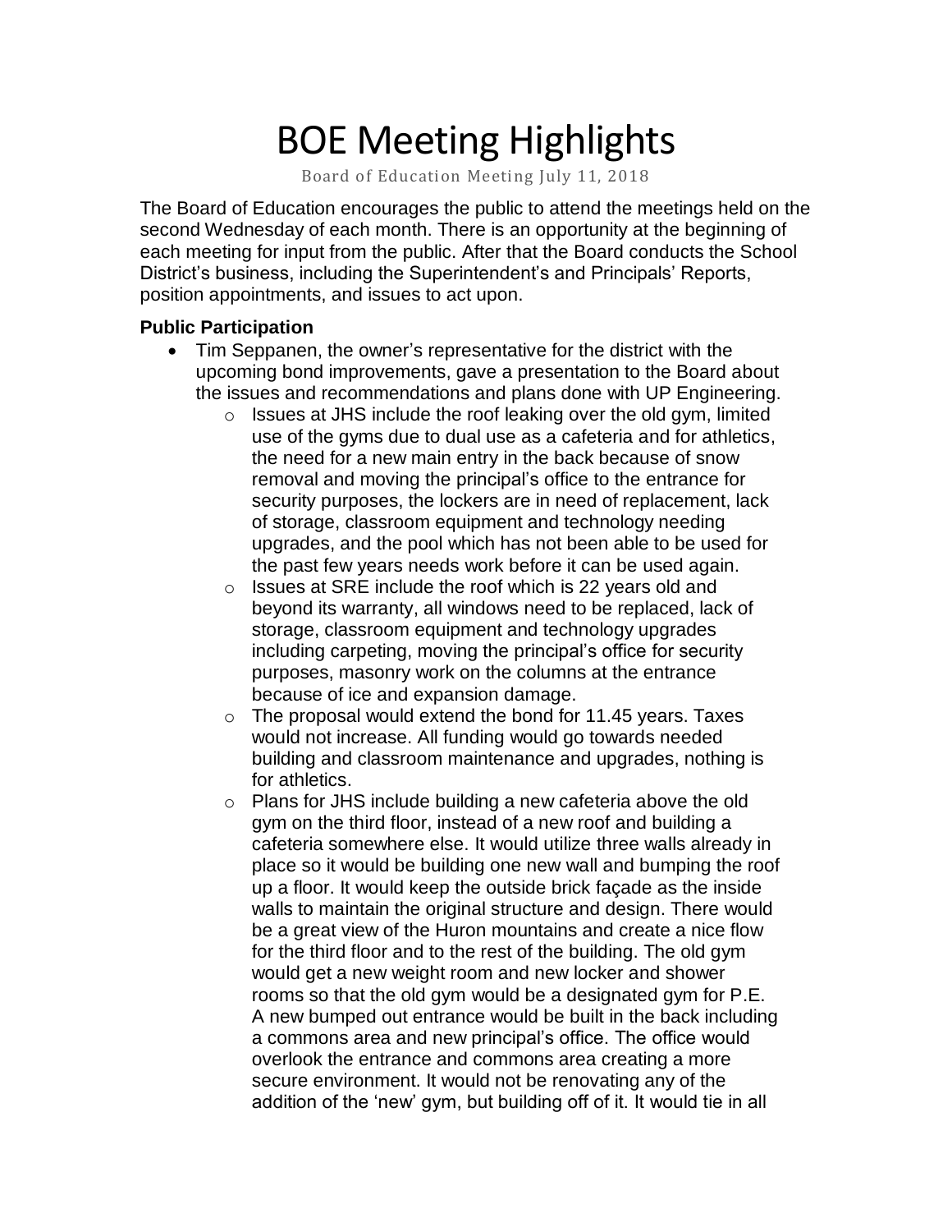# BOE Meeting Highlights

Board of Education Meeting July 11, 2018

The Board of Education encourages the public to attend the meetings held on the second Wednesday of each month. There is an opportunity at the beginning of each meeting for input from the public. After that the Board conducts the School District's business, including the Superintendent's and Principals' Reports, position appointments, and issues to act upon.

**Public Participation**

- Tim Seppanen, the owner's representative for the district with the upcoming bond improvements, gave a presentation to the Board about the issues and recommendations and plans done with UP Engineering.
  - Issues at JHS include the roof leaking over the old gym, limited use of the gyms due to dual use as a cafeteria and for athletics, the need for a new main entry in the back because of snow removal and moving the principal's office to the entrance for security purposes, the lockers are in need of replacement, lack of storage, classroom equipment and technology needing upgrades, and the pool which has not been able to be used for the past few years needs work before it can be used again.
  - Issues at SRE include the roof which is 22 years old and beyond its warranty, all windows need to be replaced, lack of storage, classroom equipment and technology upgrades including carpeting, moving the principal's office for security purposes, masonry work on the columns at the entrance because of ice and expansion damage.
  - The proposal would extend the bond for 11.45 years. Taxes would not increase. All funding would go towards needed building and classroom maintenance and upgrades, nothing is for athletics.
  - Plans for JHS include building a new cafeteria above the old gym on the third floor, instead of a new roof and building a cafeteria somewhere else. It would utilize three walls already in place so it would be building one new wall and bumping the roof up a floor. It would keep the outside brick façade as the inside walls to maintain the original structure and design. There would be a great view of the Huron mountains and create a nice flow for the third floor and to the rest of the building. The old gym would get a new weight room and new locker and shower rooms so that the old gym would be a designated gym for P.E. A new bumped out entrance would be built in the back including a commons area and new principal's office. The office would overlook the entrance and commons area creating a more secure environment. It would not be renovating any of the addition of the 'new' gym, but building off of it. It would tie in all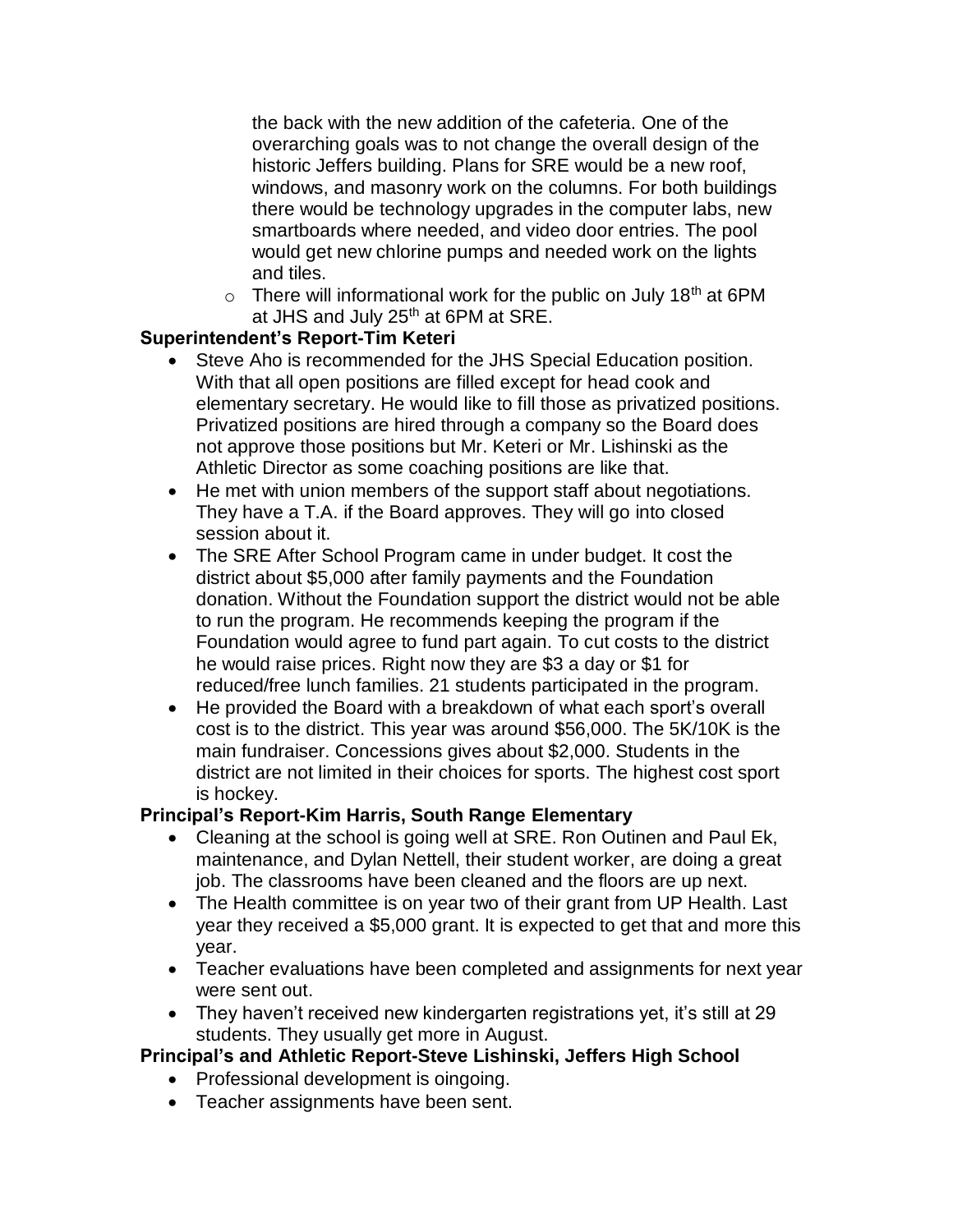the back with the new addition of the cafeteria. One of the overarching goals was to not change the overall design of the historic Jeffers building. Plans for SRE would be a new roof, windows, and masonry work on the columns. For both buildings there would be technology upgrades in the computer labs, new smartboards where needed, and video door entries. The pool would get new chlorine pumps and needed work on the lights and tiles.

  - There will informational work for the public on July 18th at 6PM at JHS and July 25th at 6PM at SRE.

**Superintendent's Report-Tim Keteri**

- Steve Aho is recommended for the JHS Special Education position. With that all open positions are filled except for head cook and elementary secretary. He would like to fill those as privatized positions. Privatized positions are hired through a company so the Board does not approve those positions but Mr. Keteri or Mr. Lishinski as the Athletic Director as some coaching positions are like that.
- He met with union members of the support staff about negotiations. They have a T.A. if the Board approves. They will go into closed session about it.
- The SRE After School Program came in under budget. It cost the district about $5,000 after family payments and the Foundation donation. Without the Foundation support the district would not be able to run the program. He recommends keeping the program if the Foundation would agree to fund part again. To cut costs to the district he would raise prices. Right now they are $3 a day or $1 for reduced/free lunch families. 21 students participated in the program.
- He provided the Board with a breakdown of what each sport's overall cost is to the district. This year was around $56,000. The 5K/10K is the main fundraiser. Concessions gives about $2,000. Students in the district are not limited in their choices for sports. The highest cost sport is hockey.

**Principal's Report-Kim Harris, South Range Elementary**

- Cleaning at the school is going well at SRE. Ron Outinen and Paul Ek, maintenance, and Dylan Nettell, their student worker, are doing a great job. The classrooms have been cleaned and the floors are up next.
- The Health committee is on year two of their grant from UP Health. Last year they received a $5,000 grant. It is expected to get that and more this year.
- Teacher evaluations have been completed and assignments for next year were sent out.
- They haven't received new kindergarten registrations yet, it's still at 29 students. They usually get more in August.

**Principal's and Athletic Report-Steve Lishinski, Jeffers High School**

- Professional development is oingoing.
- Teacher assignments have been sent.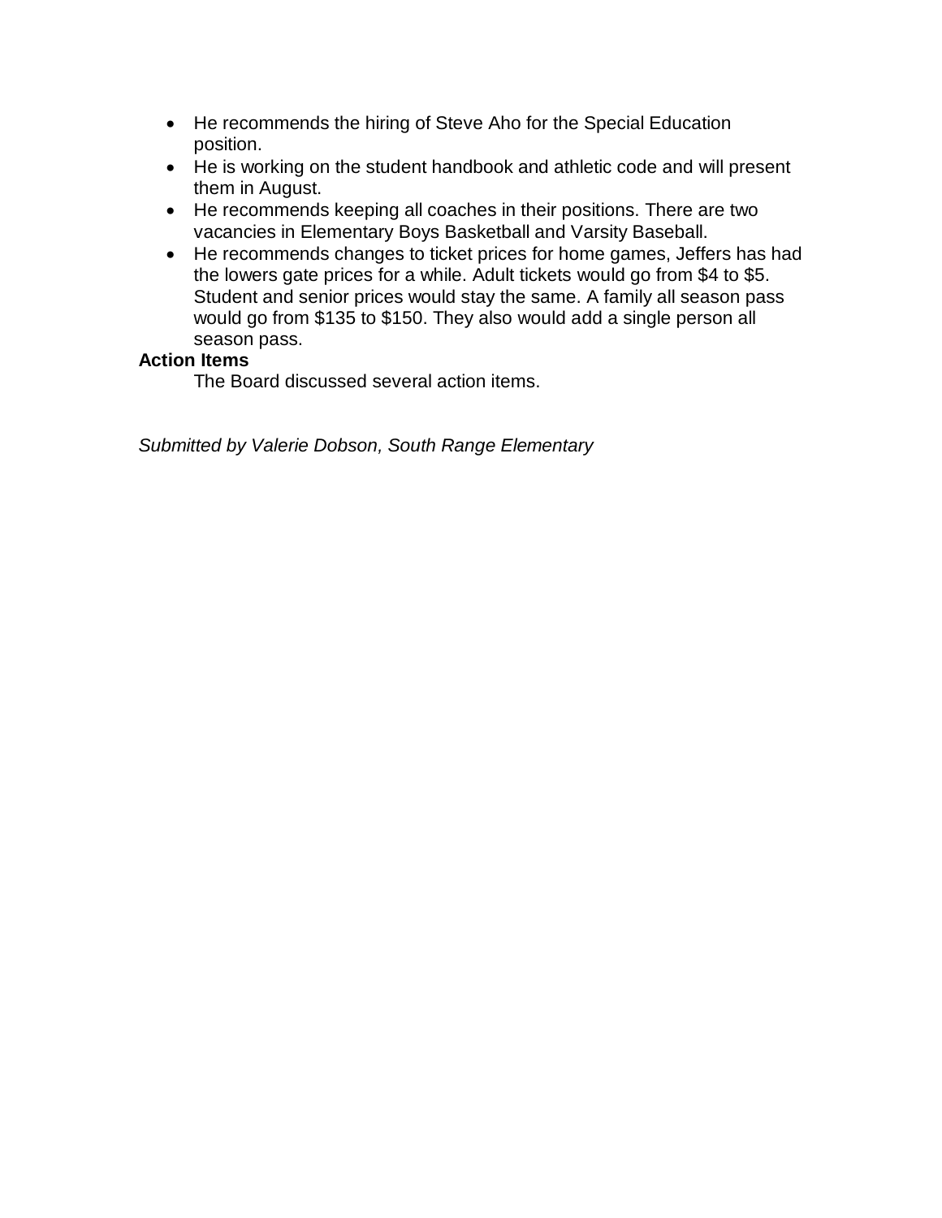- He recommends the hiring of Steve Aho for the Special Education position.
- He is working on the student handbook and athletic code and will present them in August.
- He recommends keeping all coaches in their positions. There are two vacancies in Elementary Boys Basketball and Varsity Baseball.
- He recommends changes to ticket prices for home games, Jeffers has had the lowers gate prices for a while. Adult tickets would go from $4 to $5. Student and senior prices would stay the same. A family all season pass would go from $135 to $150. They also would add a single person all season pass.

**Action Items**

The Board discussed several action items.

*Submitted by Valerie Dobson, South Range Elementary*